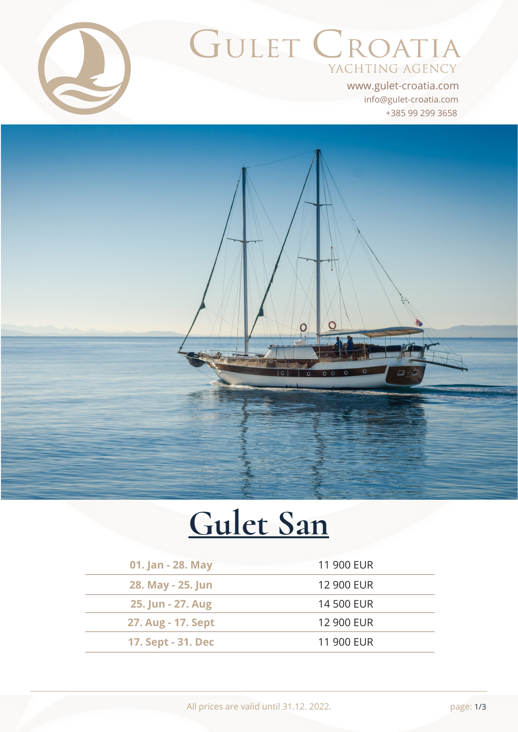# Gulet Croatia

YACHTING AGENCY

www.gulet-croatia.com
info@gulet-croatia.com
+385 99 299 3658

# Gulet San

| | |
|---|---|
| **01. Jan - 28. May** | 11 900 EUR |
| **28. May - 25. Jun** | 12 900 EUR |
| **25. Jun - 27. Aug** | 14 500 EUR |
| **27. Aug - 17. Sept** | 12 900 EUR |
| **17. Sept - 31. Dec** | 11 900 EUR |

All prices are valid until 31.12. 2022.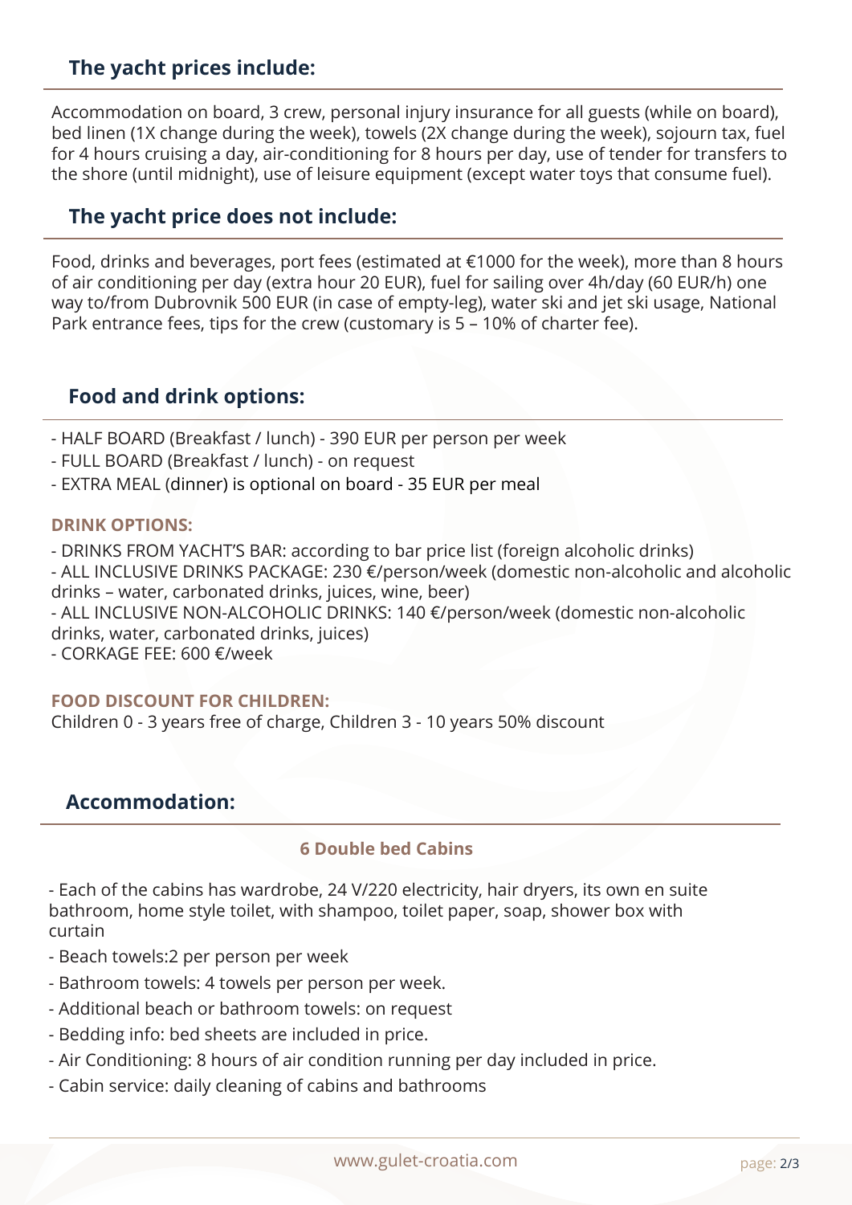## The yacht prices include:

Accommodation on board, 3 crew, personal injury insurance for all guests (while on board), bed linen (1X change during the week), towels (2X change during the week), sojourn tax, fuel for 4 hours cruising a day, air-conditioning for 8 hours per day, use of tender for transfers to the shore (until midnight), use of leisure equipment (except water toys that consume fuel).

## The yacht price does not include:

Food, drinks and beverages, port fees (estimated at €1000 for the week), more than 8 hours of air conditioning per day (extra hour 20 EUR), fuel for sailing over 4h/day (60 EUR/h) one way to/from Dubrovnik 500 EUR (in case of empty-leg), water ski and jet ski usage, National Park entrance fees, tips for the crew (customary is 5 – 10% of charter fee).

## Food and drink options:

- HALF BOARD (Breakfast / lunch) - 390 EUR per person per week
- FULL BOARD (Breakfast / lunch) - on request
- EXTRA MEAL (dinner) is optional on board - 35 EUR per meal

### DRINK OPTIONS:

- DRINKS FROM YACHT'S BAR: according to bar price list (foreign alcoholic drinks)
- ALL INCLUSIVE DRINKS PACKAGE: 230 €/person/week (domestic non-alcoholic and alcoholic drinks – water, carbonated drinks, juices, wine, beer)
- ALL INCLUSIVE NON-ALCOHOLIC DRINKS: 140 €/person/week (domestic non-alcoholic drinks, water, carbonated drinks, juices)
- CORKAGE FEE: 600 €/week

### FOOD DISCOUNT FOR CHILDREN:

Children 0 - 3 years free of charge, Children 3 - 10 years 50% discount

## Accommodation:

### 6 Double bed Cabins

- Each of the cabins has wardrobe, 24 V/220 electricity, hair dryers, its own en suite bathroom, home style toilet, with shampoo, toilet paper, soap, shower box with curtain
- Beach towels:2 per person per week
- Bathroom towels: 4 towels per person per week.
- Additional beach or bathroom towels: on request
- Bedding info: bed sheets are included in price.
- Air Conditioning: 8 hours of air condition running per day included in price.
- Cabin service: daily cleaning of cabins and bathrooms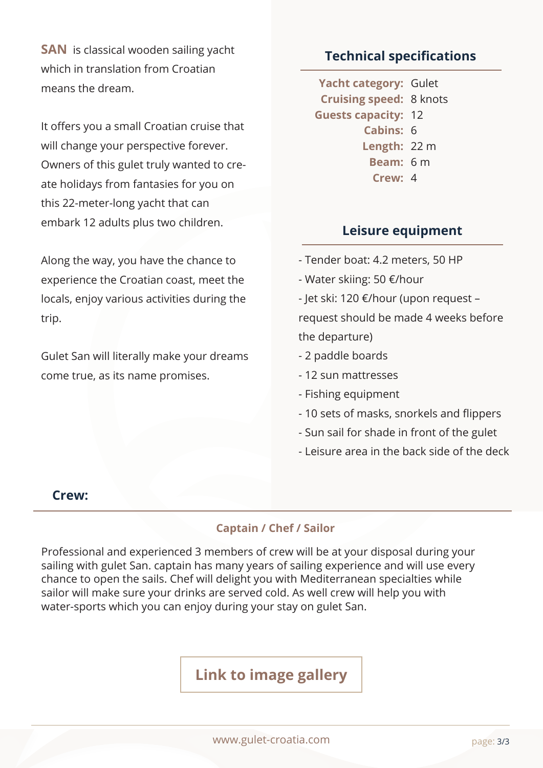**SAN** is classical wooden sailing yacht which in translation from Croatian means the dream.

It offers you a small Croatian cruise that will change your perspective forever. Owners of this gulet truly wanted to create holidays from fantasies for you on this 22-meter-long yacht that can embark 12 adults plus two children.

Along the way, you have the chance to experience the Croatian coast, meet the locals, enjoy various activities during the trip.

Gulet San will literally make your dreams come true, as its name promises.

## Technical specifications

| | |
|---|---|
| **Yacht category:** | Gulet |
| **Cruising speed:** | 8 knots |
| **Guests capacity:** | 12 |
| **Cabins:** | 6 |
| **Length:** | 22 m |
| **Beam:** | 6 m |
| **Crew:** | 4 |

## Leisure equipment

- Tender boat: 4.2 meters, 50 HP
- Water skiing: 50 €/hour
- Jet ski: 120 €/hour (upon request – request should be made 4 weeks before the departure)
- 2 paddle boards
- 12 sun mattresses
- Fishing equipment
- 10 sets of masks, snorkels and flippers
- Sun sail for shade in front of the gulet
- Leisure area in the back side of the deck

## Crew:

### Captain / Chef / Sailor

Professional and experienced 3 members of crew will be at your disposal during your sailing with gulet San. captain has many years of sailing experience and will use every chance to open the sails. Chef will delight you with Mediterranean specialties while sailor will make sure your drinks are served cold. As well crew will help you with water-sports which you can enjoy during your stay on gulet San.

**Link to image gallery**

www.gulet-croatia.com